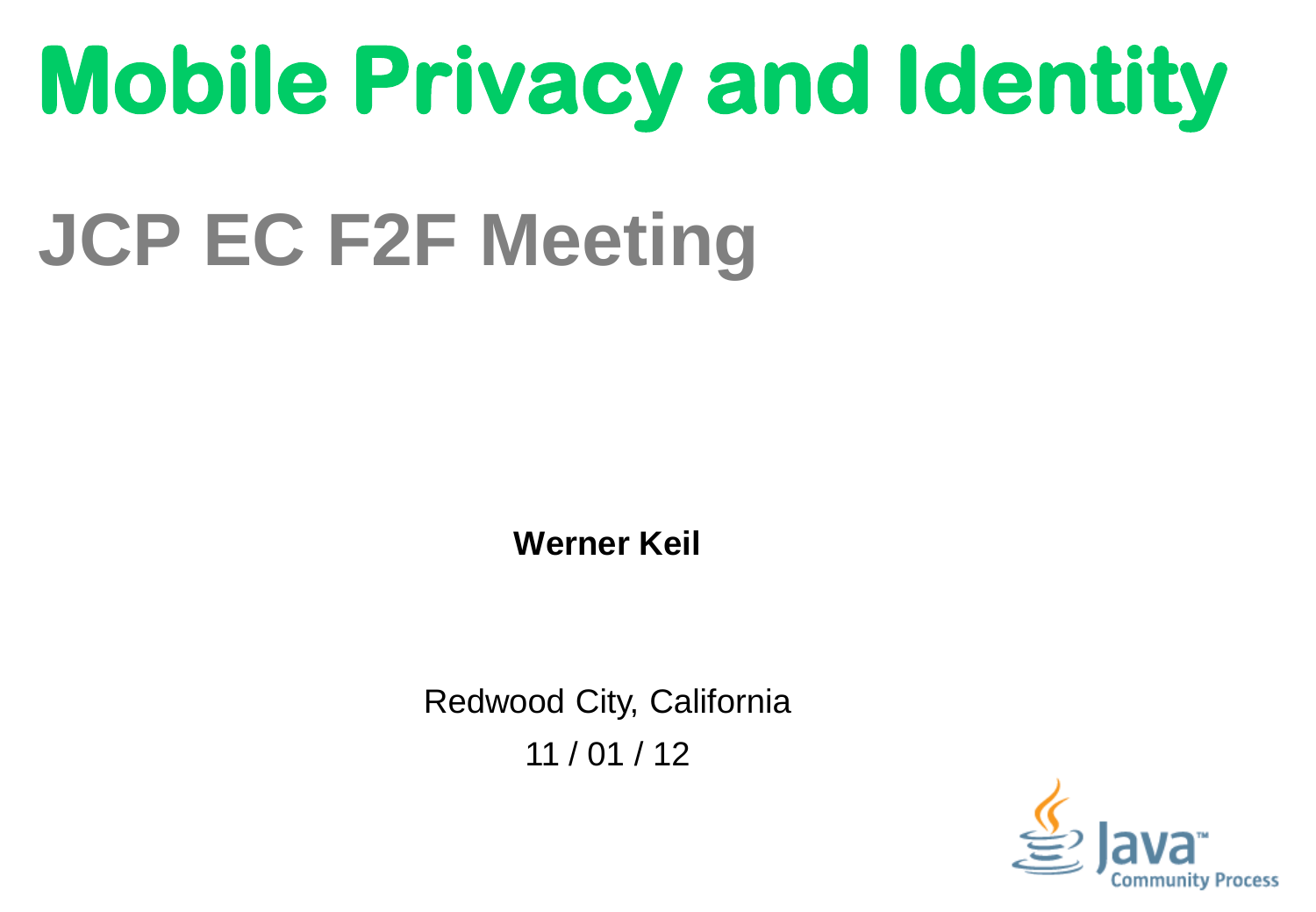# Mobile Privacy and Identity

## JCP EC F2F Meeting

**Werner Keil**

Redwood City, California

11 / 01 / 12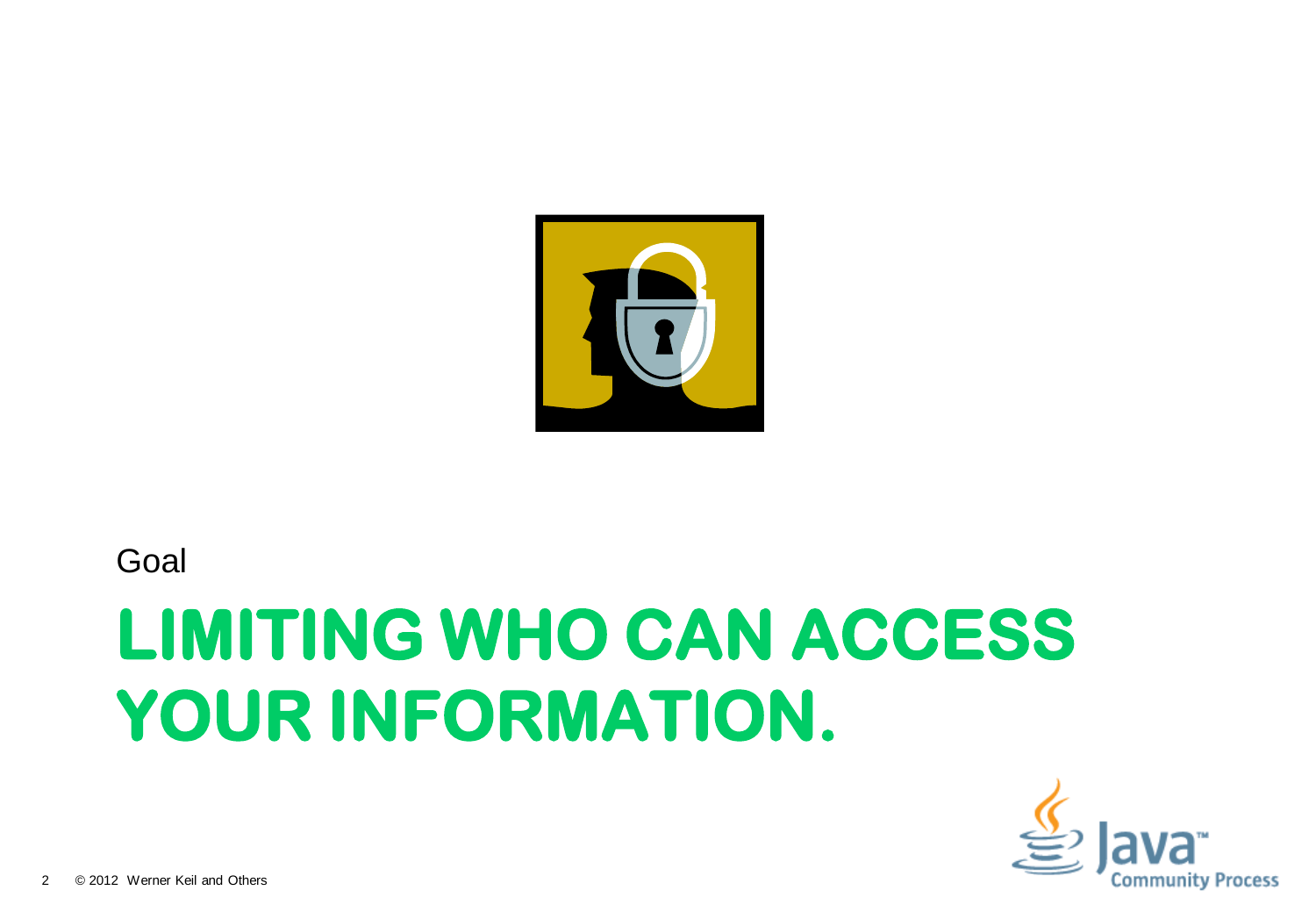Goal

# LIMITING WHO CAN ACCESS YOUR INFORMATION.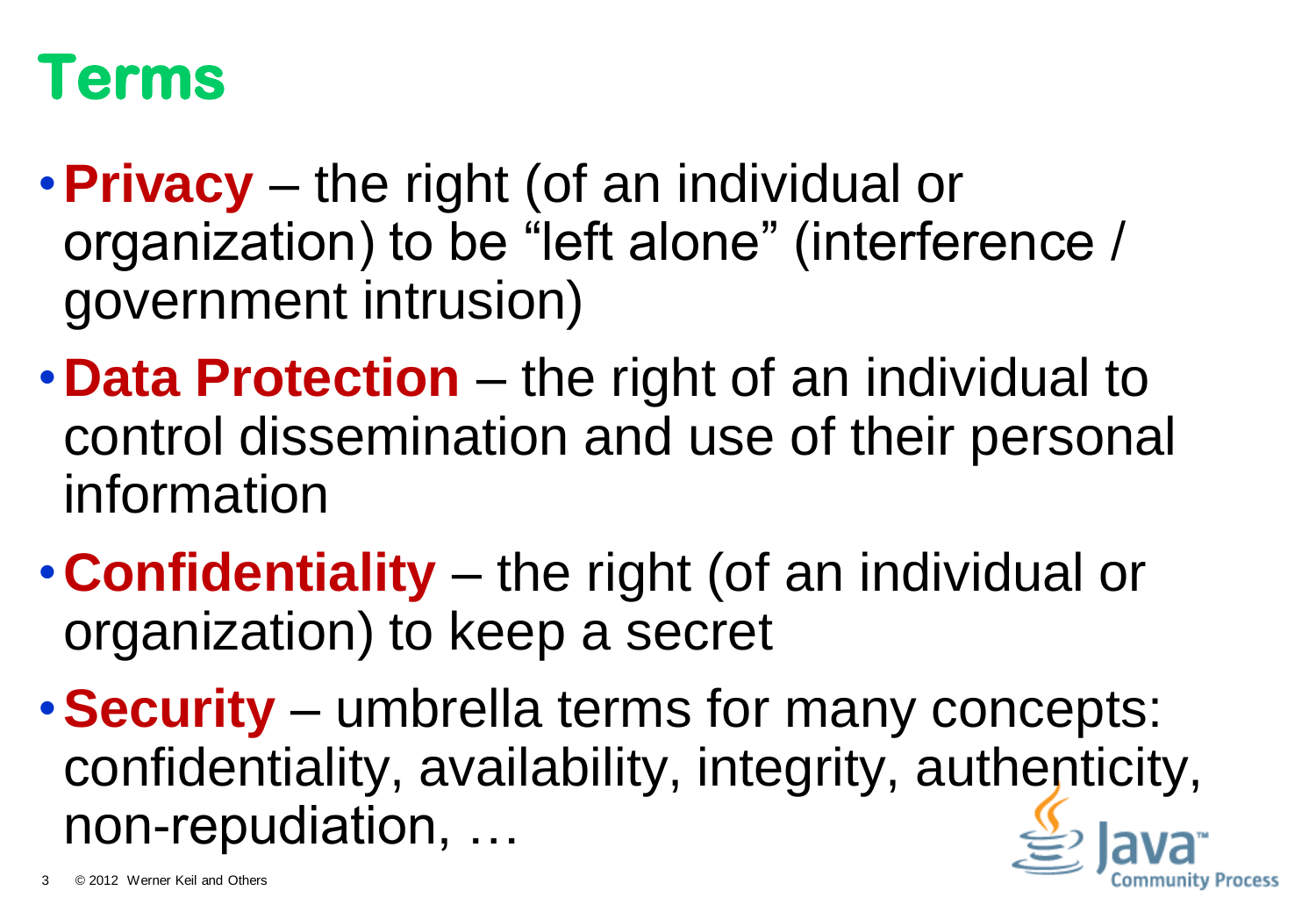# Terms

- **Privacy** – the right (of an individual or organization) to be “left alone” (interference / government intrusion)
- **Data Protection** – the right of an individual to control dissemination and use of their personal information
- **Confidentiality** – the right (of an individual or organization) to keep a secret
- **Security** – umbrella terms for many concepts: confidentiality, availability, integrity, authenticity, non-repudiation, …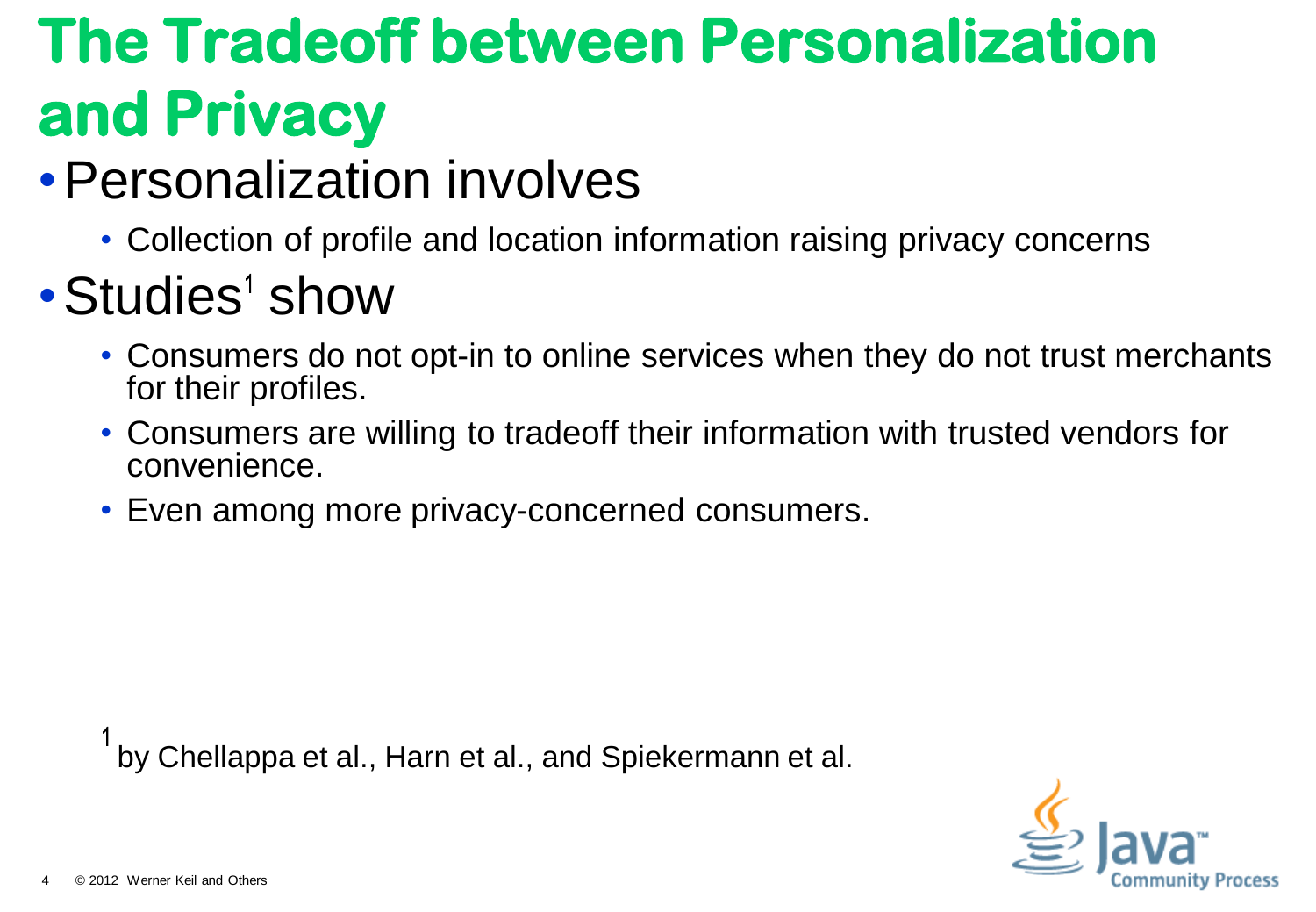# The Tradeoff between Personalization and Privacy

- Personalization involves
  - Collection of profile and location information raising privacy concerns
- Studies[1] show
  - Consumers do not opt-in to online services when they do not trust merchants for their profiles.
  - Consumers are willing to tradeoff their information with trusted vendors for convenience.
  - Even among more privacy-concerned consumers.

[1] by Chellappa et al., Harn et al., and Spiekermann et al.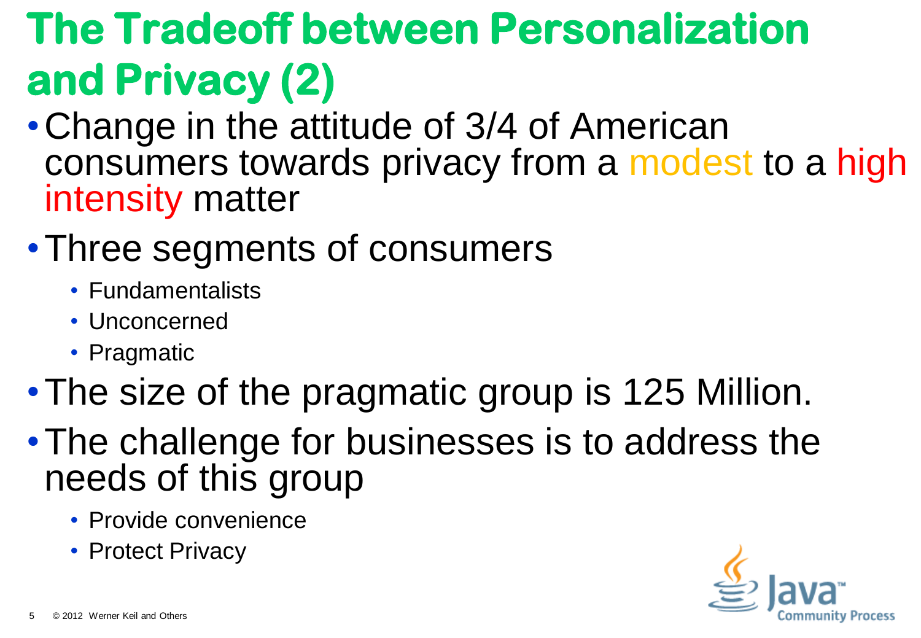# The Tradeoff between Personalization and Privacy (2)

- Change in the attitude of 3/4 of American consumers towards privacy from a modest to a high intensity matter
- Three segments of consumers
  - Fundamentalists
  - Unconcerned
  - Pragmatic
- The size of the pragmatic group is 125 Million.
- The challenge for businesses is to address the needs of this group
  - Provide convenience
  - Protect Privacy

© 2012 Werner Keil and Others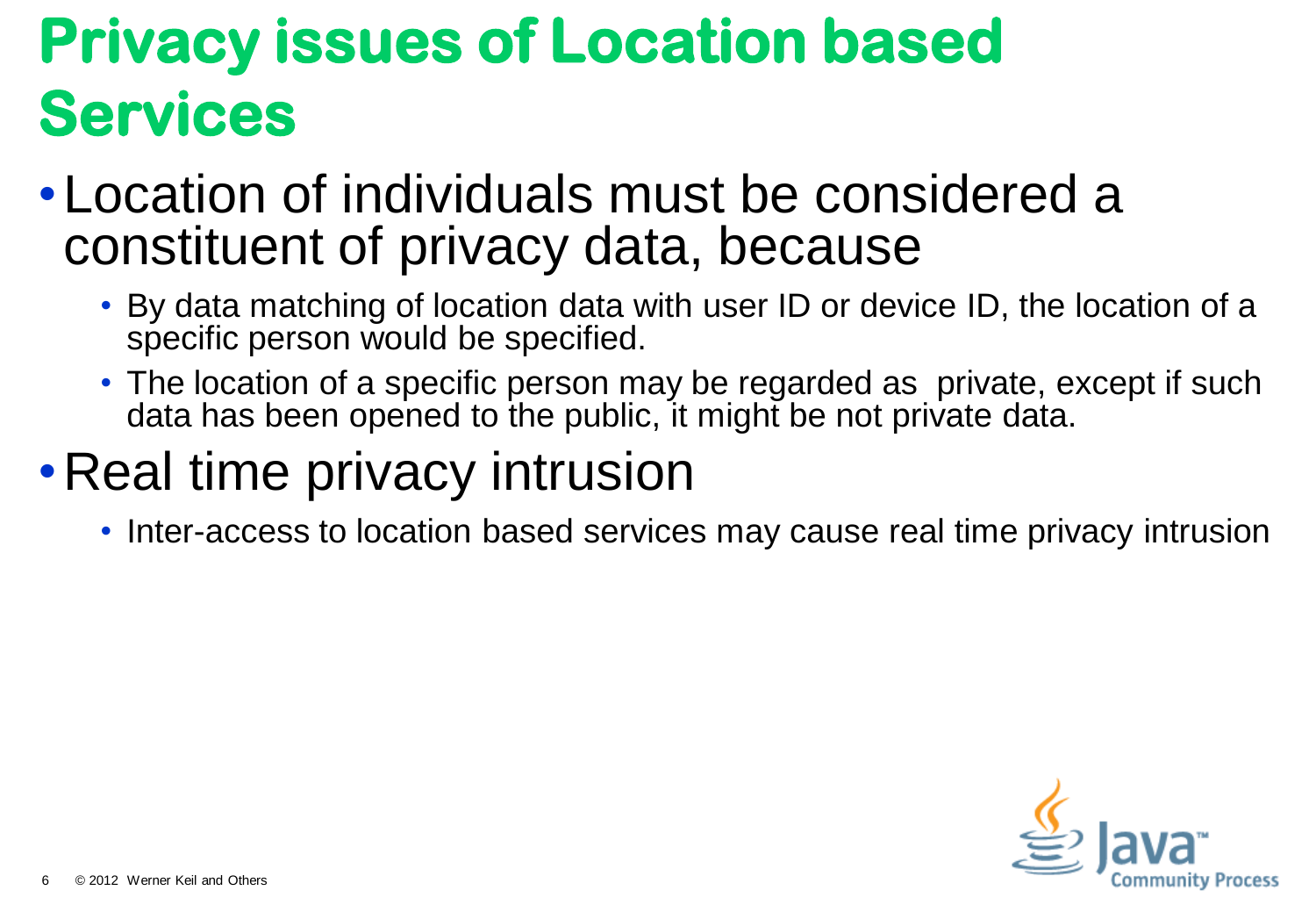# Privacy issues of Location based Services

- Location of individuals must be considered a constituent of privacy data, because
  - By data matching of location data with user ID or device ID, the location of a specific person would be specified.
  - The location of a specific person may be regarded as  private, except if such data has been opened to the public, it might be not private data.
- Real time privacy intrusion
  - Inter-access to location based services may cause real time privacy intrusion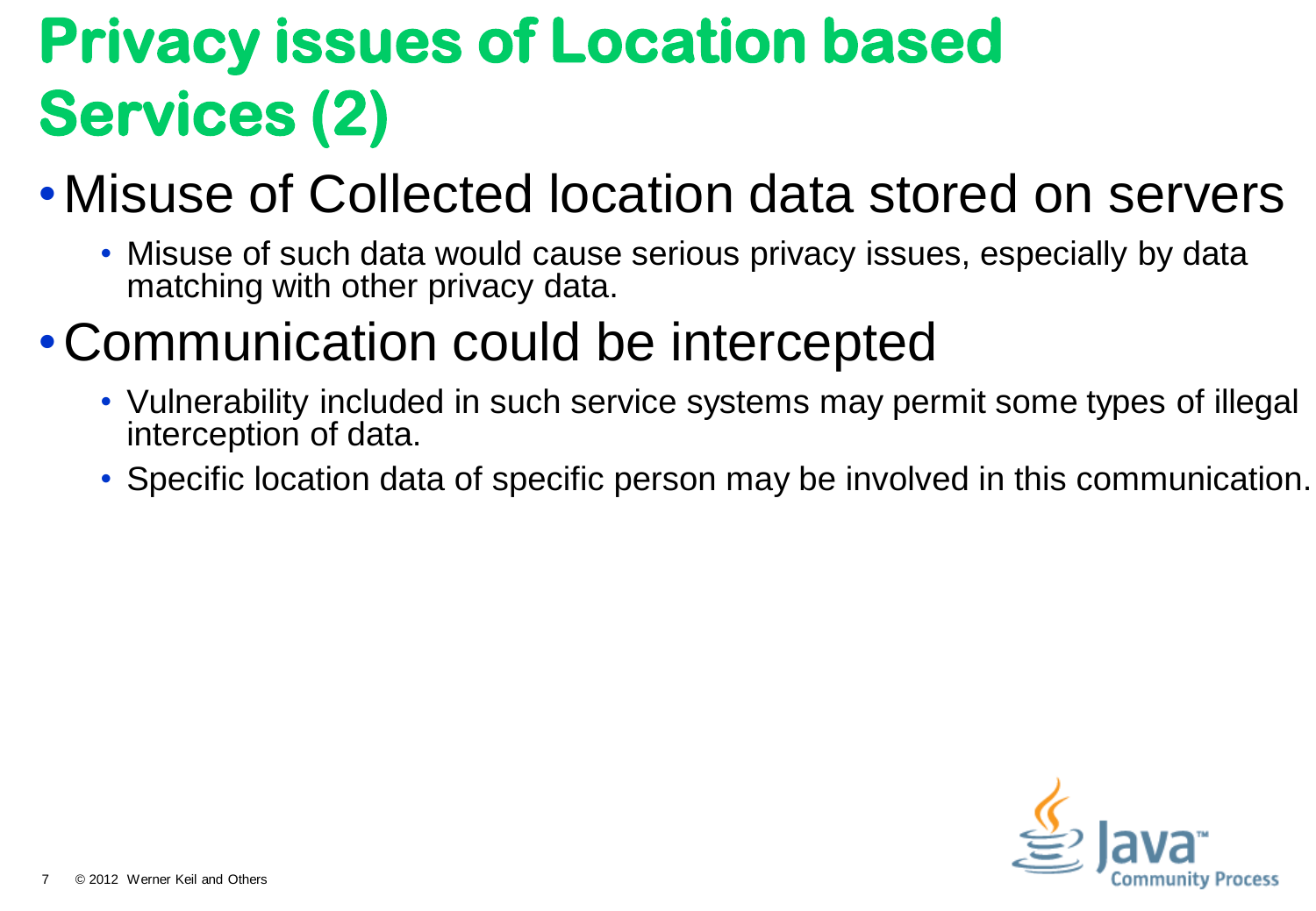# Privacy issues of Location based Services (2)

- Misuse of Collected location data stored on servers
  - Misuse of such data would cause serious privacy issues, especially by data matching with other privacy data.
- Communication could be intercepted
  - Vulnerability included in such service systems may permit some types of illegal interception of data.
  - Specific location data of specific person may be involved in this communication.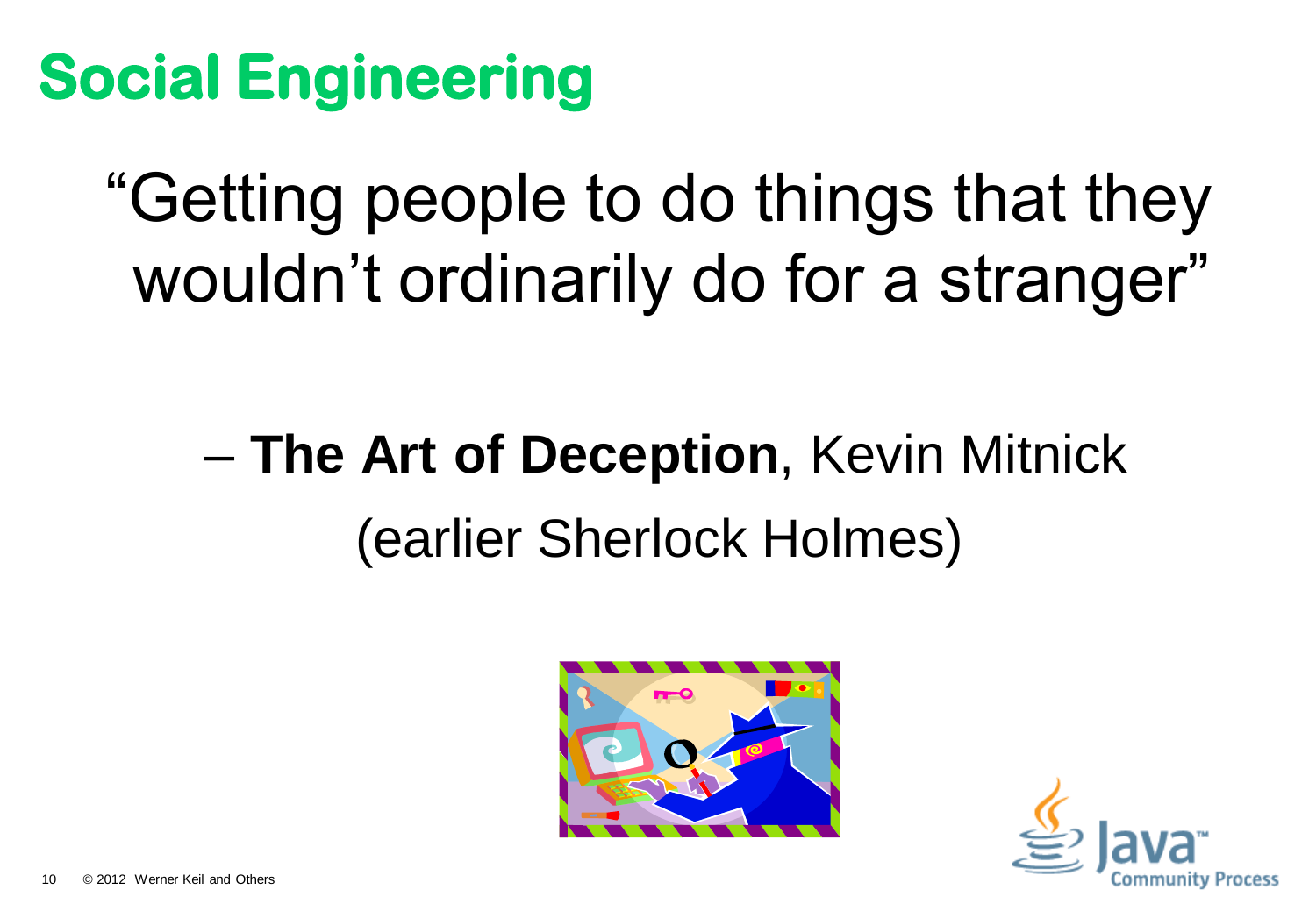# Social Engineering

"Getting people to do things that they wouldn't ordinarily do for a stranger"

– **The Art of Deception**, Kevin Mitnick (earlier Sherlock Holmes)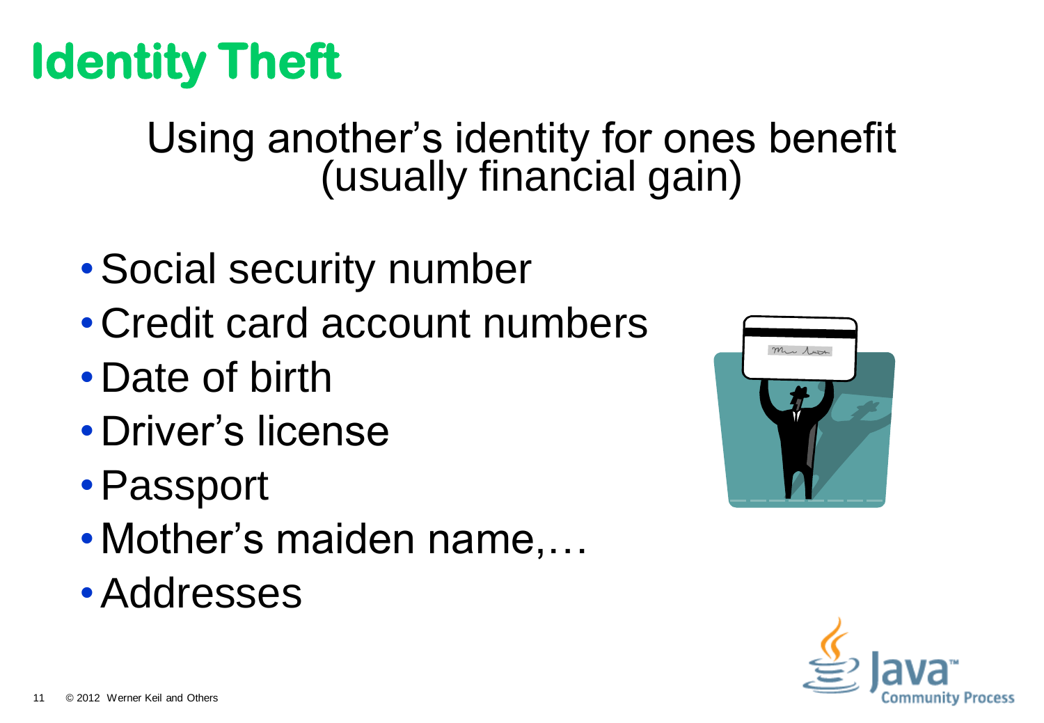# Identity Theft

Using another's identity for ones benefit (usually financial gain)

- Social security number
- Credit card account numbers
- Date of birth
- Driver's license
- Passport
- Mother's maiden name,…
- Addresses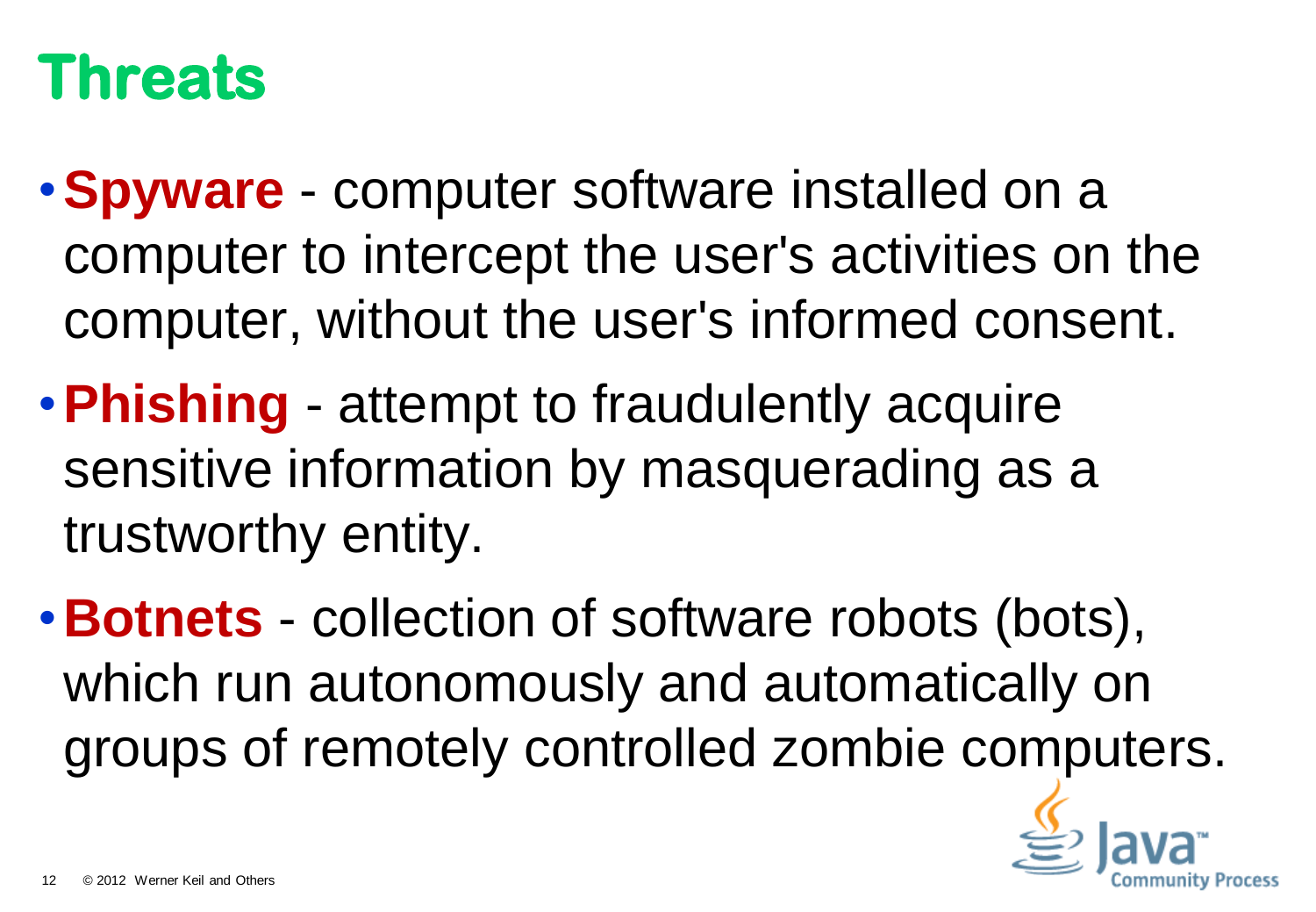# Threats

- **Spyware** - computer software installed on a computer to intercept the user's activities on the computer, without the user's informed consent.
- **Phishing** - attempt to fraudulently acquire sensitive information by masquerading as a trustworthy entity.
- **Botnets** - collection of software robots (bots), which run autonomously and automatically on groups of remotely controlled zombie computers.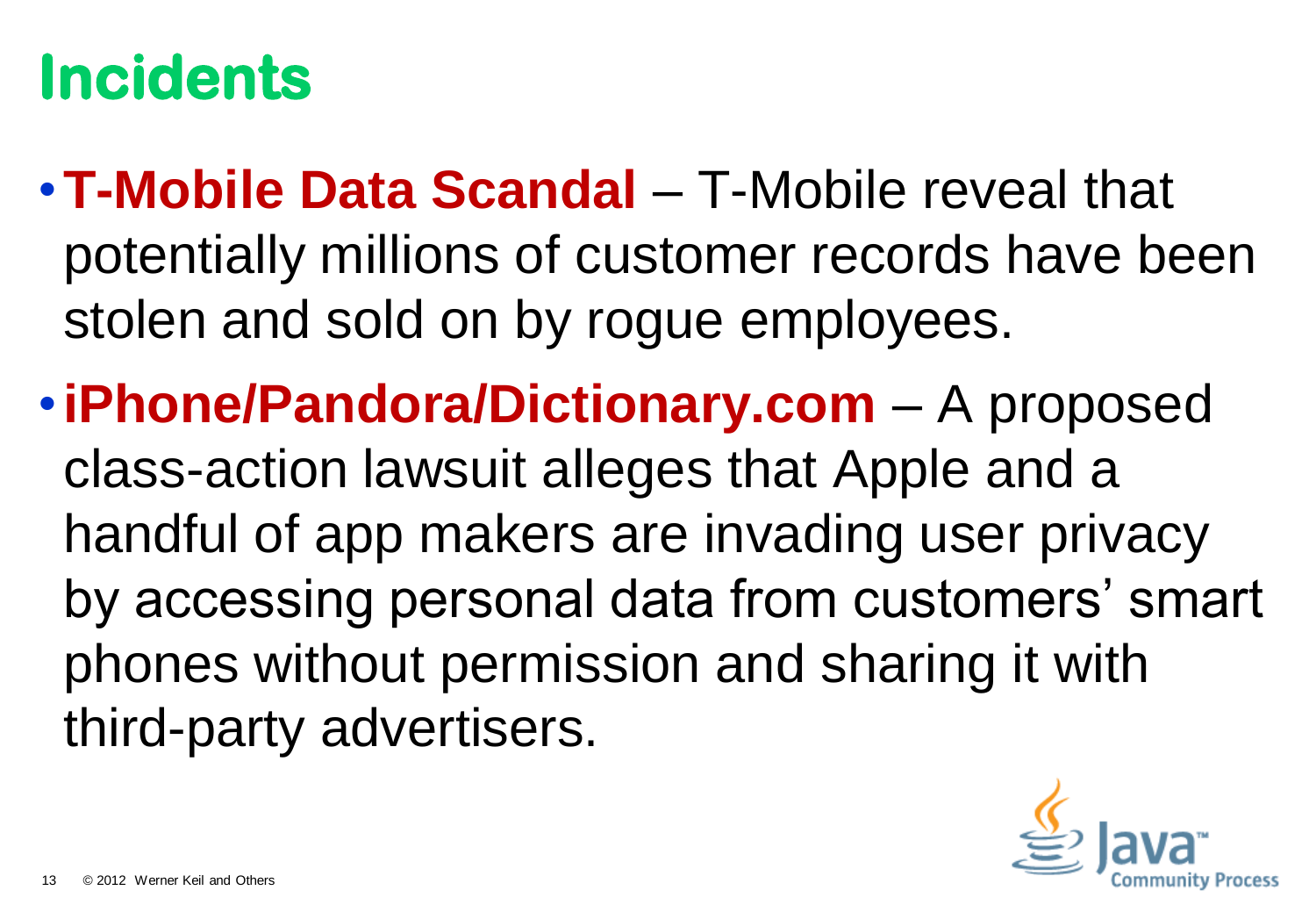# Incidents

- **T-Mobile Data Scandal** – T-Mobile reveal that potentially millions of customer records have been stolen and sold on by rogue employees.
- **iPhone/Pandora/Dictionary.com** – A proposed class-action lawsuit alleges that Apple and a handful of app makers are invading user privacy by accessing personal data from customers' smart phones without permission and sharing it with third-party advertisers.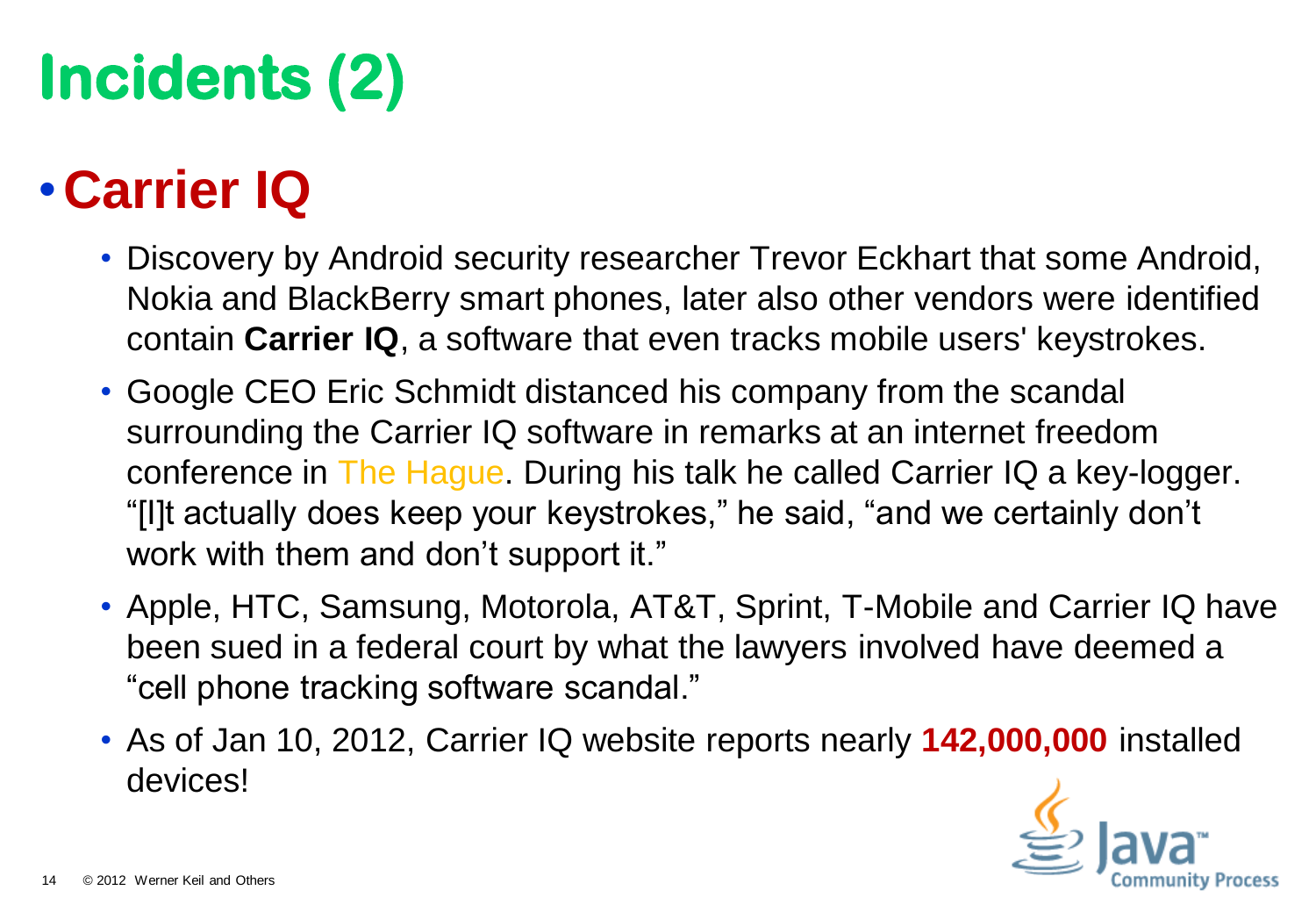# Incidents (2)

- **Carrier IQ**
  - Discovery by Android security researcher Trevor Eckhart that some Android, Nokia and BlackBerry smart phones, later also other vendors were identified contain **Carrier IQ**, a software that even tracks mobile users' keystrokes.
  - Google CEO Eric Schmidt distanced his company from the scandal surrounding the Carrier IQ software in remarks at an internet freedom conference in The Hague. During his talk he called Carrier IQ a key-logger. "[I]t actually does keep your keystrokes," he said, "and we certainly don't work with them and don't support it."
  - Apple, HTC, Samsung, Motorola, AT&T, Sprint, T-Mobile and Carrier IQ have been sued in a federal court by what the lawyers involved have deemed a "cell phone tracking software scandal."
  - As of Jan 10, 2012, Carrier IQ website reports nearly **142,000,000** installed devices!

© 2012 Werner Keil and Others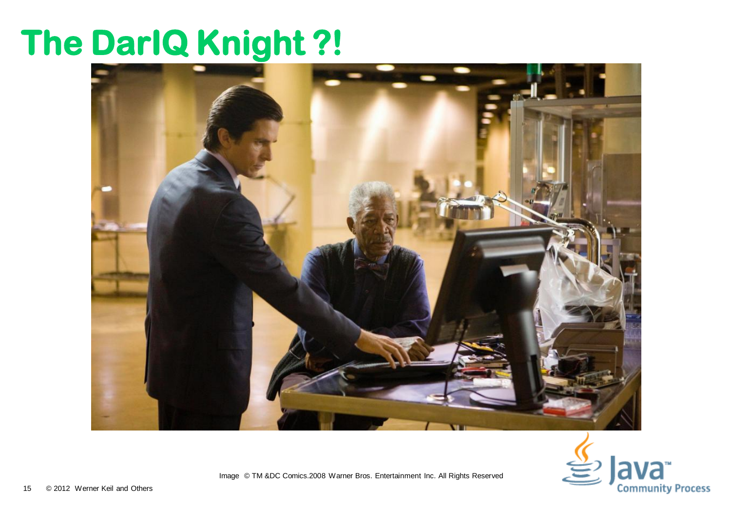# The DarIQ Knight ?!

Image © TM &DC Comics.2008 Warner Bros. Entertainment Inc. All Rights Reserved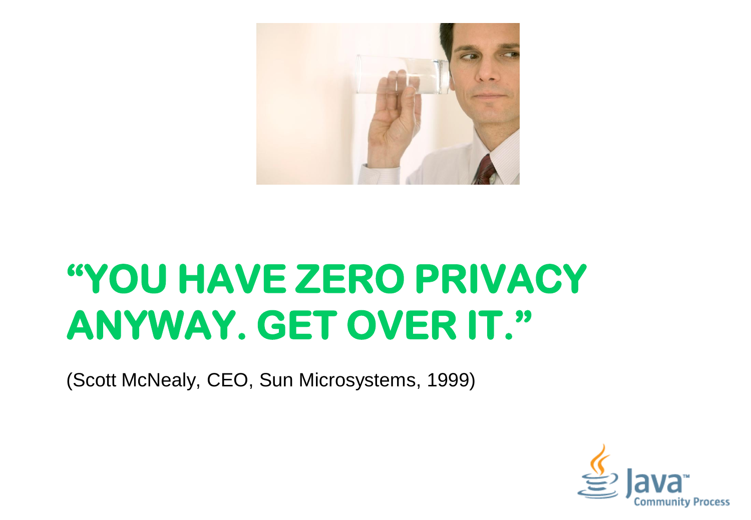# "YOU HAVE ZERO PRIVACY ANYWAY. GET OVER IT."

(Scott McNealy, CEO, Sun Microsystems, 1999)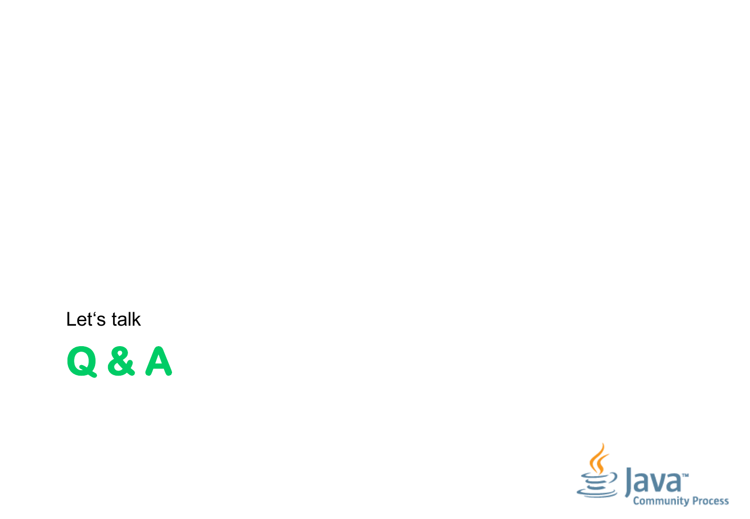Let‘s talk

# Q & A